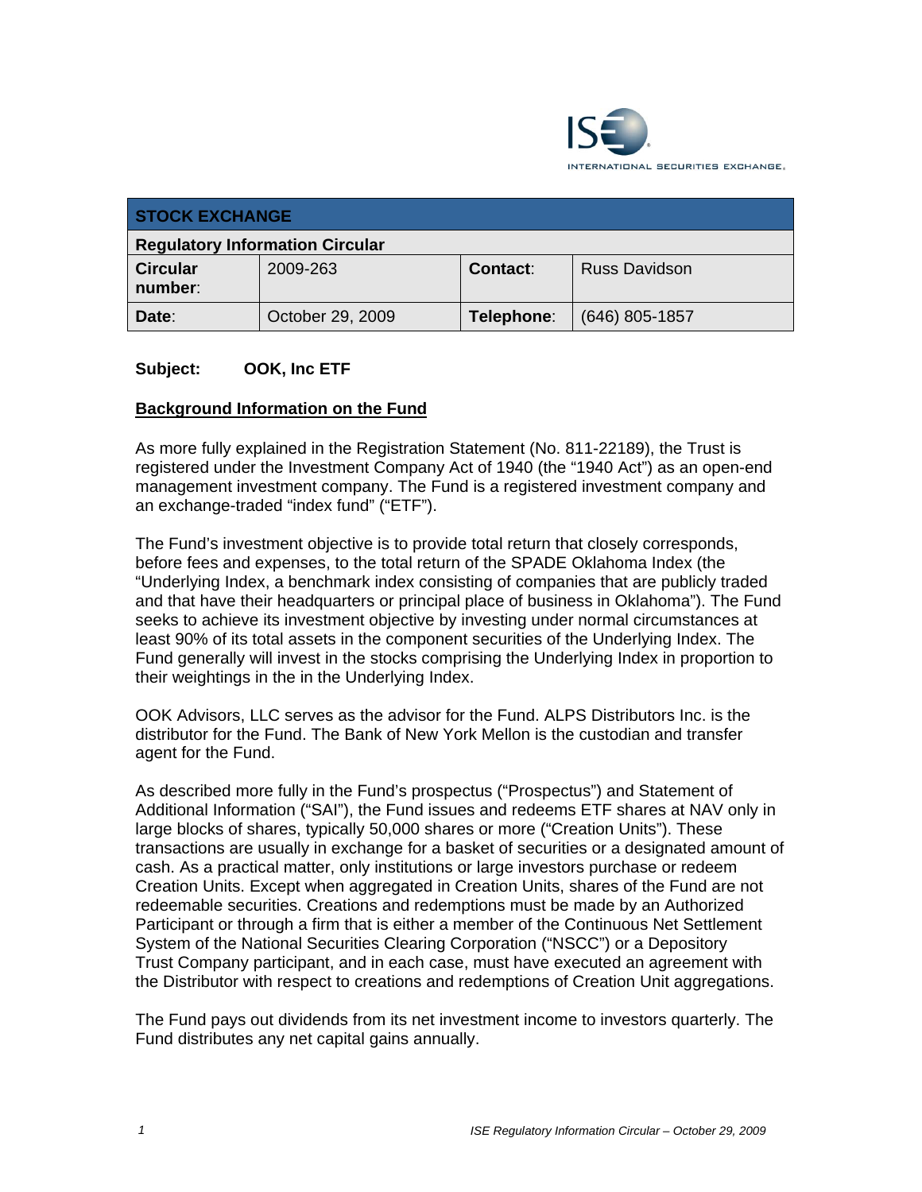INTERNATIONAL SECURITIES EXCHANGE.

| STOCK EXCHANGE | | | |
|---|---|---|---|
| **Regulatory Information Circular** | | | |
| **Circular number:** | 2009-263 | **Contact:** | Russ Davidson |
| **Date:** | October 29, 2009 | **Telephone:** | (646) 805-1857 |

**Subject: OOK, Inc ETF**

**Background Information on the Fund**

As more fully explained in the Registration Statement (No. 811-22189), the Trust is registered under the Investment Company Act of 1940 (the "1940 Act") as an open-end management investment company. The Fund is a registered investment company and an exchange-traded "index fund" ("ETF").

The Fund's investment objective is to provide total return that closely corresponds, before fees and expenses, to the total return of the SPADE Oklahoma Index (the "Underlying Index, a benchmark index consisting of companies that are publicly traded and that have their headquarters or principal place of business in Oklahoma"). The Fund seeks to achieve its investment objective by investing under normal circumstances at least 90% of its total assets in the component securities of the Underlying Index. The Fund generally will invest in the stocks comprising the Underlying Index in proportion to their weightings in the in the Underlying Index.

OOK Advisors, LLC serves as the advisor for the Fund. ALPS Distributors Inc. is the distributor for the Fund. The Bank of New York Mellon is the custodian and transfer agent for the Fund.

As described more fully in the Fund's prospectus ("Prospectus") and Statement of Additional Information ("SAI"), the Fund issues and redeems ETF shares at NAV only in large blocks of shares, typically 50,000 shares or more ("Creation Units"). These transactions are usually in exchange for a basket of securities or a designated amount of cash. As a practical matter, only institutions or large investors purchase or redeem Creation Units. Except when aggregated in Creation Units, shares of the Fund are not redeemable securities. Creations and redemptions must be made by an Authorized Participant or through a firm that is either a member of the Continuous Net Settlement System of the National Securities Clearing Corporation ("NSCC") or a Depository Trust Company participant, and in each case, must have executed an agreement with the Distributor with respect to creations and redemptions of Creation Unit aggregations.

The Fund pays out dividends from its net investment income to investors quarterly. The Fund distributes any net capital gains annually.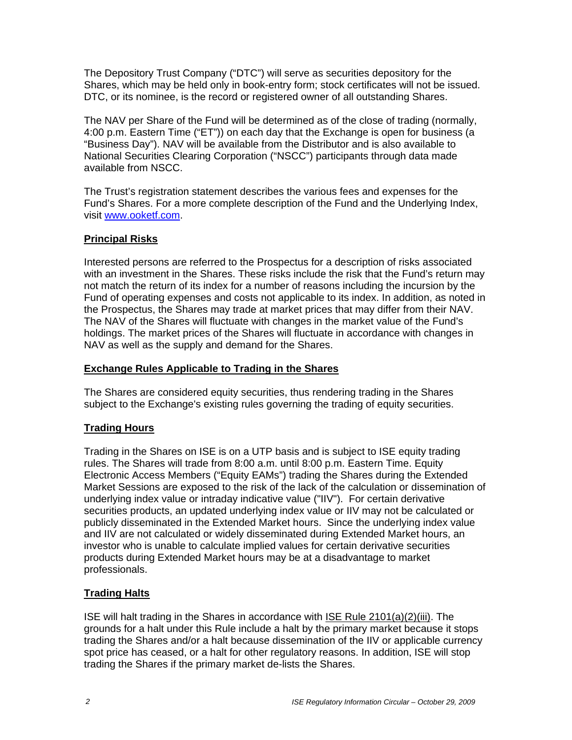The Depository Trust Company ("DTC") will serve as securities depository for the Shares, which may be held only in book-entry form; stock certificates will not be issued. DTC, or its nominee, is the record or registered owner of all outstanding Shares.

The NAV per Share of the Fund will be determined as of the close of trading (normally, 4:00 p.m. Eastern Time ("ET")) on each day that the Exchange is open for business (a "Business Day"). NAV will be available from the Distributor and is also available to National Securities Clearing Corporation ("NSCC") participants through data made available from NSCC.

The Trust's registration statement describes the various fees and expenses for the Fund's Shares. For a more complete description of the Fund and the Underlying Index, visit www.ooketf.com.

## Principal Risks

Interested persons are referred to the Prospectus for a description of risks associated with an investment in the Shares. These risks include the risk that the Fund's return may not match the return of its index for a number of reasons including the incursion by the Fund of operating expenses and costs not applicable to its index. In addition, as noted in the Prospectus, the Shares may trade at market prices that may differ from their NAV. The NAV of the Shares will fluctuate with changes in the market value of the Fund's holdings. The market prices of the Shares will fluctuate in accordance with changes in NAV as well as the supply and demand for the Shares.

## Exchange Rules Applicable to Trading in the Shares

The Shares are considered equity securities, thus rendering trading in the Shares subject to the Exchange's existing rules governing the trading of equity securities.

## Trading Hours

Trading in the Shares on ISE is on a UTP basis and is subject to ISE equity trading rules. The Shares will trade from 8:00 a.m. until 8:00 p.m. Eastern Time. Equity Electronic Access Members ("Equity EAMs") trading the Shares during the Extended Market Sessions are exposed to the risk of the lack of the calculation or dissemination of underlying index value or intraday indicative value ("IIV"). For certain derivative securities products, an updated underlying index value or IIV may not be calculated or publicly disseminated in the Extended Market hours. Since the underlying index value and IIV are not calculated or widely disseminated during Extended Market hours, an investor who is unable to calculate implied values for certain derivative securities products during Extended Market hours may be at a disadvantage to market professionals.

## Trading Halts

ISE will halt trading in the Shares in accordance with ISE Rule 2101(a)(2)(iii). The grounds for a halt under this Rule include a halt by the primary market because it stops trading the Shares and/or a halt because dissemination of the IIV or applicable currency spot price has ceased, or a halt for other regulatory reasons. In addition, ISE will stop trading the Shares if the primary market de-lists the Shares.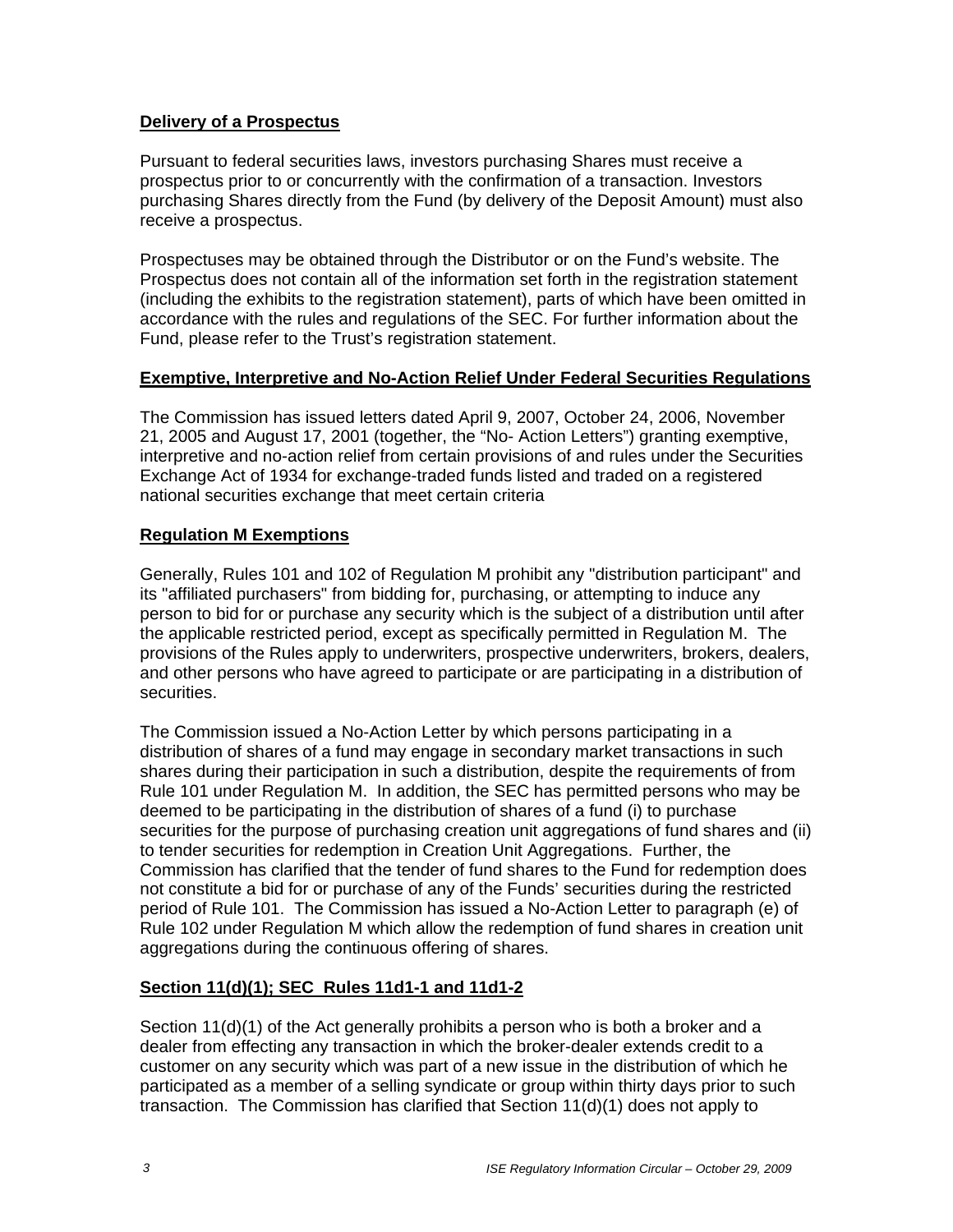**Delivery of a Prospectus**

Pursuant to federal securities laws, investors purchasing Shares must receive a prospectus prior to or concurrently with the confirmation of a transaction. Investors purchasing Shares directly from the Fund (by delivery of the Deposit Amount) must also receive a prospectus.

Prospectuses may be obtained through the Distributor or on the Fund's website. The Prospectus does not contain all of the information set forth in the registration statement (including the exhibits to the registration statement), parts of which have been omitted in accordance with the rules and regulations of the SEC. For further information about the Fund, please refer to the Trust's registration statement.

**Exemptive, Interpretive and No-Action Relief Under Federal Securities Regulations**

The Commission has issued letters dated April 9, 2007, October 24, 2006, November 21, 2005 and August 17, 2001 (together, the "No- Action Letters") granting exemptive, interpretive and no-action relief from certain provisions of and rules under the Securities Exchange Act of 1934 for exchange-traded funds listed and traded on a registered national securities exchange that meet certain criteria

**Regulation M Exemptions**

Generally, Rules 101 and 102 of Regulation M prohibit any "distribution participant" and its "affiliated purchasers" from bidding for, purchasing, or attempting to induce any person to bid for or purchase any security which is the subject of a distribution until after the applicable restricted period, except as specifically permitted in Regulation M. The provisions of the Rules apply to underwriters, prospective underwriters, brokers, dealers, and other persons who have agreed to participate or are participating in a distribution of securities.

The Commission issued a No-Action Letter by which persons participating in a distribution of shares of a fund may engage in secondary market transactions in such shares during their participation in such a distribution, despite the requirements of from Rule 101 under Regulation M. In addition, the SEC has permitted persons who may be deemed to be participating in the distribution of shares of a fund (i) to purchase securities for the purpose of purchasing creation unit aggregations of fund shares and (ii) to tender securities for redemption in Creation Unit Aggregations. Further, the Commission has clarified that the tender of fund shares to the Fund for redemption does not constitute a bid for or purchase of any of the Funds' securities during the restricted period of Rule 101. The Commission has issued a No-Action Letter to paragraph (e) of Rule 102 under Regulation M which allow the redemption of fund shares in creation unit aggregations during the continuous offering of shares.

**Section 11(d)(1); SEC Rules 11d1-1 and 11d1-2**

Section 11(d)(1) of the Act generally prohibits a person who is both a broker and a dealer from effecting any transaction in which the broker-dealer extends credit to a customer on any security which was part of a new issue in the distribution of which he participated as a member of a selling syndicate or group within thirty days prior to such transaction. The Commission has clarified that Section 11(d)(1) does not apply to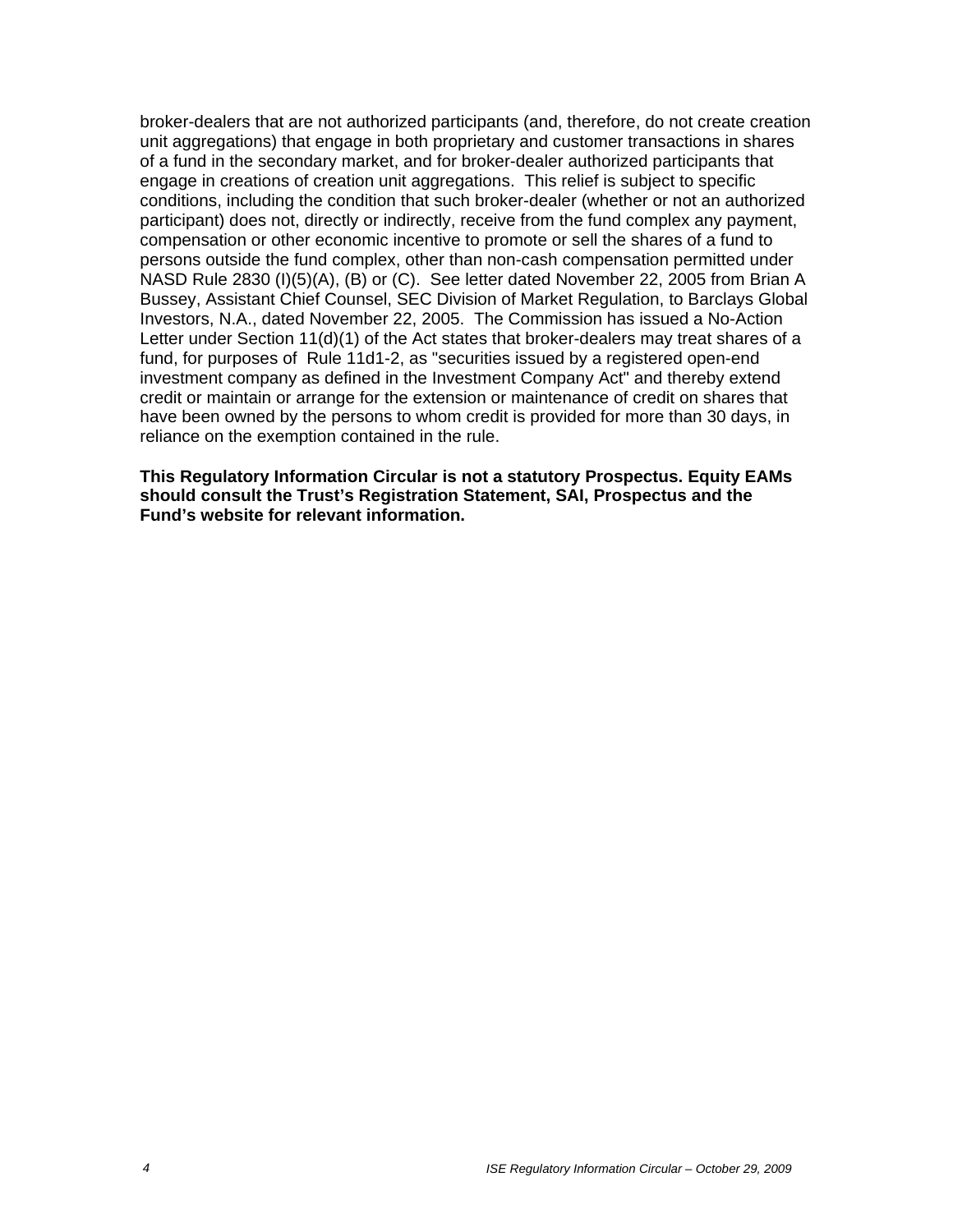broker-dealers that are not authorized participants (and, therefore, do not create creation unit aggregations) that engage in both proprietary and customer transactions in shares of a fund in the secondary market, and for broker-dealer authorized participants that engage in creations of creation unit aggregations. This relief is subject to specific conditions, including the condition that such broker-dealer (whether or not an authorized participant) does not, directly or indirectly, receive from the fund complex any payment, compensation or other economic incentive to promote or sell the shares of a fund to persons outside the fund complex, other than non-cash compensation permitted under NASD Rule 2830 (I)(5)(A), (B) or (C). See letter dated November 22, 2005 from Brian A Bussey, Assistant Chief Counsel, SEC Division of Market Regulation, to Barclays Global Investors, N.A., dated November 22, 2005. The Commission has issued a No-Action Letter under Section 11(d)(1) of the Act states that broker-dealers may treat shares of a fund, for purposes of Rule 11d1-2, as "securities issued by a registered open-end investment company as defined in the Investment Company Act" and thereby extend credit or maintain or arrange for the extension or maintenance of credit on shares that have been owned by the persons to whom credit is provided for more than 30 days, in reliance on the exemption contained in the rule.

**This Regulatory Information Circular is not a statutory Prospectus. Equity EAMs should consult the Trust's Registration Statement, SAI, Prospectus and the Fund's website for relevant information.**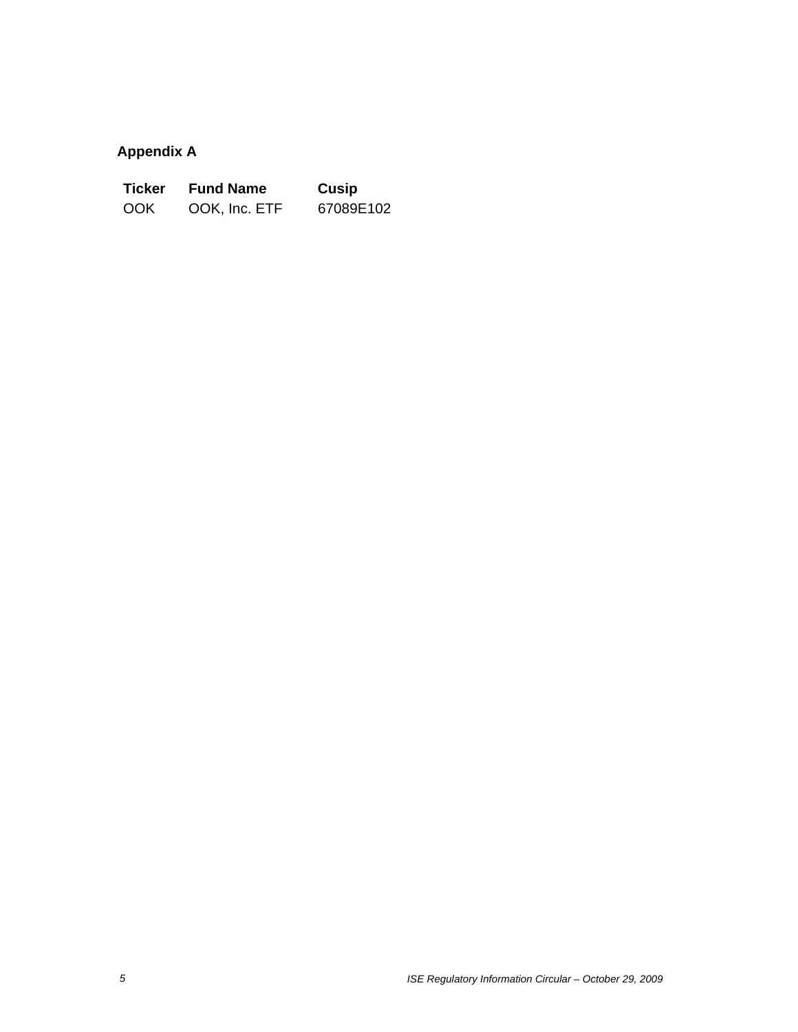## Appendix A

| Ticker | Fund Name | Cusip |
|---|---|---|
| OOK | OOK, Inc. ETF | 67089E102 |